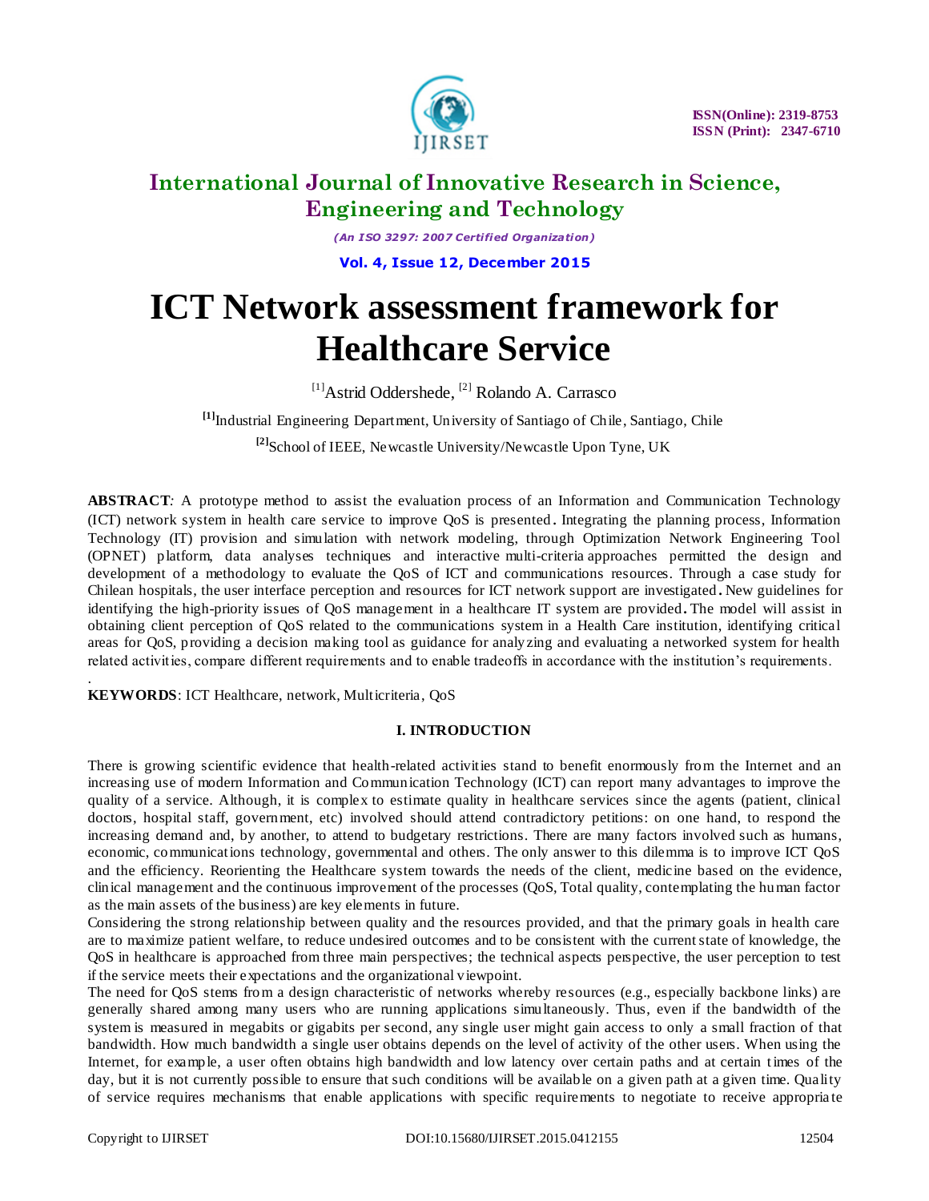# International Journal of Innovative Research in Science, Engineering and Technology

*(An ISO 3297: 2007 Certified Organization)*

**Vol. 4, Issue 12, December 2015**

ISSN(Online): 2319-8753
ISSN (Print): 2347-6710

# ICT Network assessment framework for Healthcare Service

[1]Astrid Oddershede, [2] Rolando A. Carrasco

[1]Industrial Engineering Department, University of Santiago of Chile, Santiago, Chile

[2]School of IEEE, Newcastle University/Newcastle Upon Tyne, UK

**ABSTRACT**: A prototype method to assist the evaluation process of an Information and Communication Technology (ICT) network system in health care service to improve QoS is presented. Integrating the planning process, Information Technology (IT) provision and simulation with network modeling, through Optimization Network Engineering Tool (OPNET) platform, data analyses techniques and interactive multi-criteria approaches permitted the design and development of a methodology to evaluate the QoS of ICT and communications resources. Through a case study for Chilean hospitals, the user interface perception and resources for ICT network support are investigated. New guidelines for identifying the high-priority issues of QoS management in a healthcare IT system are provided. The model will assist in obtaining client perception of QoS related to the communications system in a Health Care institution, identifying critical areas for QoS, providing a decision making tool as guidance for analyzing and evaluating a networked system for health related activities, compare different requirements and to enable tradeoffs in accordance with the institution's requirements.

**KEYWORDS**: ICT Healthcare, network, Multicriteria, QoS

## I. INTRODUCTION

There is growing scientific evidence that health-related activities stand to benefit enormously from the Internet and an increasing use of modern Information and Communication Technology (ICT) can report many advantages to improve the quality of a service. Although, it is complex to estimate quality in healthcare services since the agents (patient, clinical doctors, hospital staff, government, etc) involved should attend contradictory petitions: on one hand, to respond the increasing demand and, by another, to attend to budgetary restrictions. There are many factors involved such as humans, economic, communications technology, governmental and others. The only answer to this dilemma is to improve ICT QoS and the efficiency. Reorienting the Healthcare system towards the needs of the client, medicine based on the evidence, clinical management and the continuous improvement of the processes (QoS, Total quality, contemplating the human factor as the main assets of the business) are key elements in future.

Considering the strong relationship between quality and the resources provided, and that the primary goals in health care are to maximize patient welfare, to reduce undesired outcomes and to be consistent with the current state of knowledge, the QoS in healthcare is approached from three main perspectives; the technical aspects perspective, the user perception to test if the service meets their expectations and the organizational viewpoint.

The need for QoS stems from a design characteristic of networks whereby resources (e.g., especially backbone links) are generally shared among many users who are running applications simultaneously. Thus, even if the bandwidth of the system is measured in megabits or gigabits per second, any single user might gain access to only a small fraction of that bandwidth. How much bandwidth a single user obtains depends on the level of activity of the other users. When using the Internet, for example, a user often obtains high bandwidth and low latency over certain paths and at certain times of the day, but it is not currently possible to ensure that such conditions will be available on a given path at a given time. Quality of service requires mechanisms that enable applications with specific requirements to negotiate to receive appropriate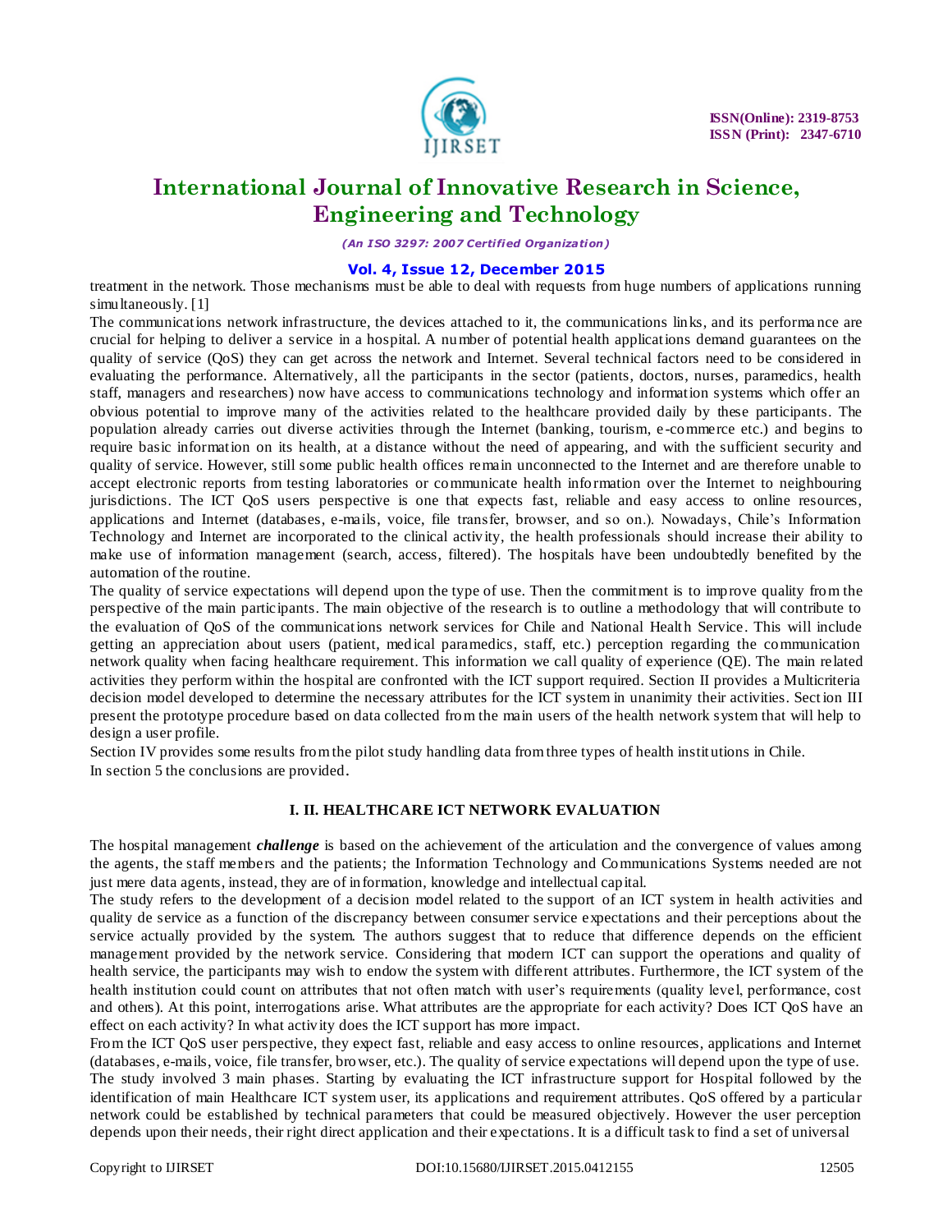treatment in the network. Those mechanisms must be able to deal with requests from huge numbers of applications running simultaneously. [1]

The communications network infrastructure, the devices attached to it, the communications links, and its performance are crucial for helping to deliver a service in a hospital. A number of potential health applications demand guarantees on the quality of service (QoS) they can get across the network and Internet. Several technical factors need to be considered in evaluating the performance. Alternatively, all the participants in the sector (patients, doctors, nurses, paramedics, health staff, managers and researchers) now have access to communications technology and information systems which offer an obvious potential to improve many of the activities related to the healthcare provided daily by these participants. The population already carries out diverse activities through the Internet (banking, tourism, e-commerce etc.) and begins to require basic information on its health, at a distance without the need of appearing, and with the sufficient security and quality of service. However, still some public health offices remain unconnected to the Internet and are therefore unable to accept electronic reports from testing laboratories or communicate health information over the Internet to neighbouring jurisdictions. The ICT QoS users perspective is one that expects fast, reliable and easy access to online resources, applications and Internet (databases, e-mails, voice, file transfer, browser, and so on.). Nowadays, Chile's Information Technology and Internet are incorporated to the clinical activity, the health professionals should increase their ability to make use of information management (search, access, filtered). The hospitals have been undoubtedly benefited by the automation of the routine.

The quality of service expectations will depend upon the type of use. Then the commitment is to improve quality from the perspective of the main participants. The main objective of the research is to outline a methodology that will contribute to the evaluation of QoS of the communications network services for Chile and National Health Service. This will include getting an appreciation about users (patient, medical paramedics, staff, etc.) perception regarding the communication network quality when facing healthcare requirement. This information we call quality of experience (QE). The main related activities they perform within the hospital are confronted with the ICT support required. Section II provides a Multicriteria decision model developed to determine the necessary attributes for the ICT system in unanimity their activities. Section III present the prototype procedure based on data collected from the main users of the health network system that will help to design a user profile.

Section IV provides some results from the pilot study handling data from three types of health institutions in Chile.

In section 5 the conclusions are provided.

## I. II. HEALTHCARE ICT NETWORK EVALUATION

The hospital management ***challenge*** is based on the achievement of the articulation and the convergence of values among the agents, the staff members and the patients; the Information Technology and Communications Systems needed are not just mere data agents, instead, they are of information, knowledge and intellectual capital.

The study refers to the development of a decision model related to the support of an ICT system in health activities and quality de service as a function of the discrepancy between consumer service expectations and their perceptions about the service actually provided by the system. The authors suggest that to reduce that difference depends on the efficient management provided by the network service. Considering that modern ICT can support the operations and quality of health service, the participants may wish to endow the system with different attributes. Furthermore, the ICT system of the health institution could count on attributes that not often match with user's requirements (quality level, performance, cost and others). At this point, interrogations arise. What attributes are the appropriate for each activity? Does ICT QoS have an effect on each activity? In what activity does the ICT support has more impact.

From the ICT QoS user perspective, they expect fast, reliable and easy access to online resources, applications and Internet (databases, e-mails, voice, file transfer, browser, etc.). The quality of service expectations will depend upon the type of use. The study involved 3 main phases. Starting by evaluating the ICT infrastructure support for Hospital followed by the identification of main Healthcare ICT system user, its applications and requirement attributes. QoS offered by a particular network could be established by technical parameters that could be measured objectively. However the user perception depends upon their needs, their right direct application and their expectations. It is a difficult task to find a set of universal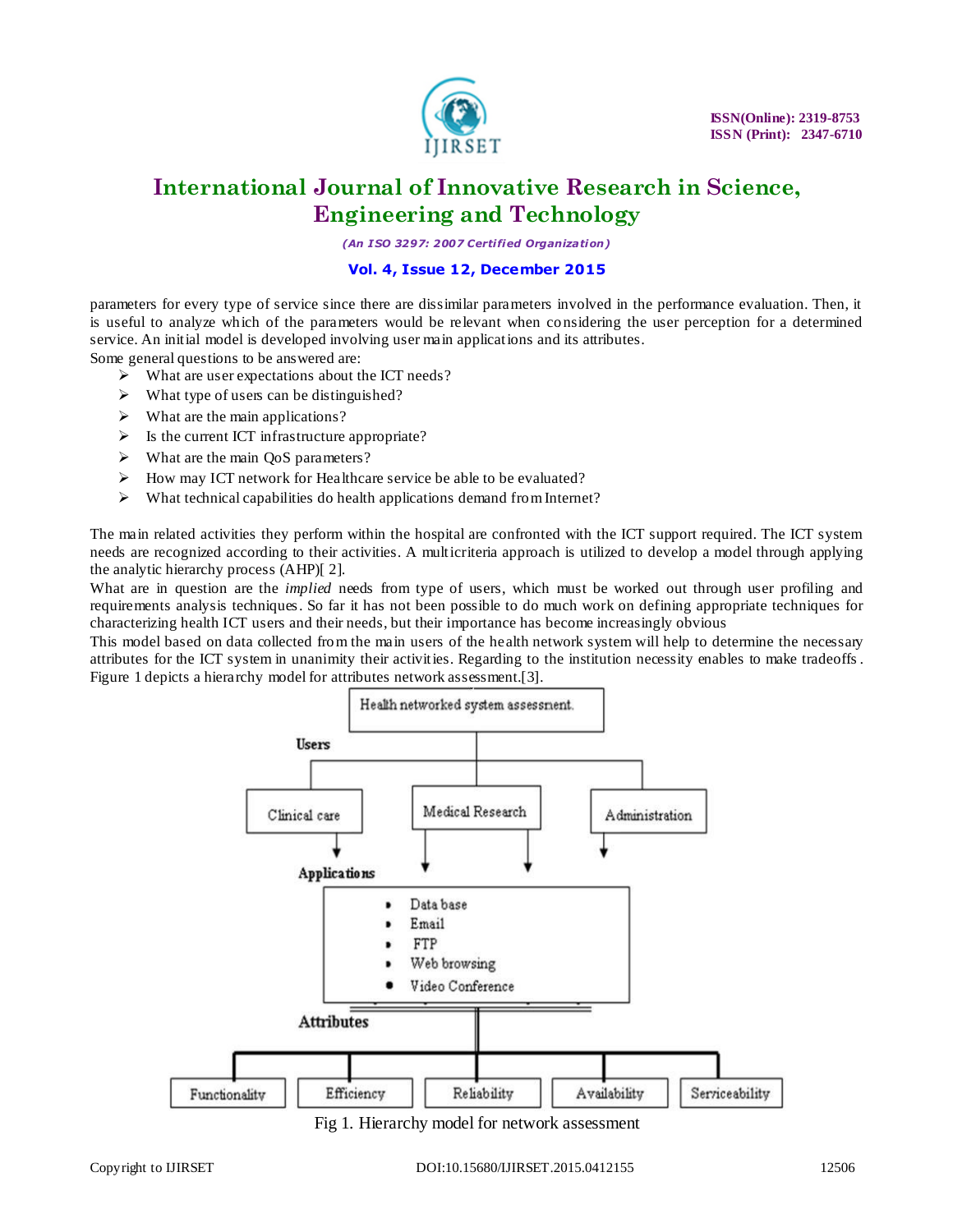parameters for every type of service since there are dissimilar parameters involved in the performance evaluation. Then, it is useful to analyze which of the parameters would be relevant when considering the user perception for a determined service. An initial model is developed involving user main applications and its attributes.

Some general questions to be answered are:

- What are user expectations about the ICT needs?
- What type of users can be distinguished?
- What are the main applications?
- Is the current ICT infrastructure appropriate?
- What are the main QoS parameters?
- How may ICT network for Healthcare service be able to be evaluated?
- What technical capabilities do health applications demand from Internet?

The main related activities they perform within the hospital are confronted with the ICT support required. The ICT system needs are recognized according to their activities. A multicriteria approach is utilized to develop a model through applying the analytic hierarchy process (AHP)[ 2].

What are in question are the *implied* needs from type of users, which must be worked out through user profiling and requirements analysis techniques. So far it has not been possible to do much work on defining appropriate techniques for characterizing health ICT users and their needs, but their importance has become increasingly obvious

This model based on data collected from the main users of the health network system will help to determine the necessary attributes for the ICT system in unanimity their activities. Regarding to the institution necessity enables to make tradeoffs. Figure 1 depicts a hierarchy model for attributes network assessment.[3].

Health networked system assessment.

Users

Clinical care | Medical Research | Administration

Applications

- Data base
- Email
- FTP
- Web browsing
- Video Conference

Attributes

Functionality | Efficiency | Reliability | Availability | Serviceability

Fig 1. Hierarchy model for network assessment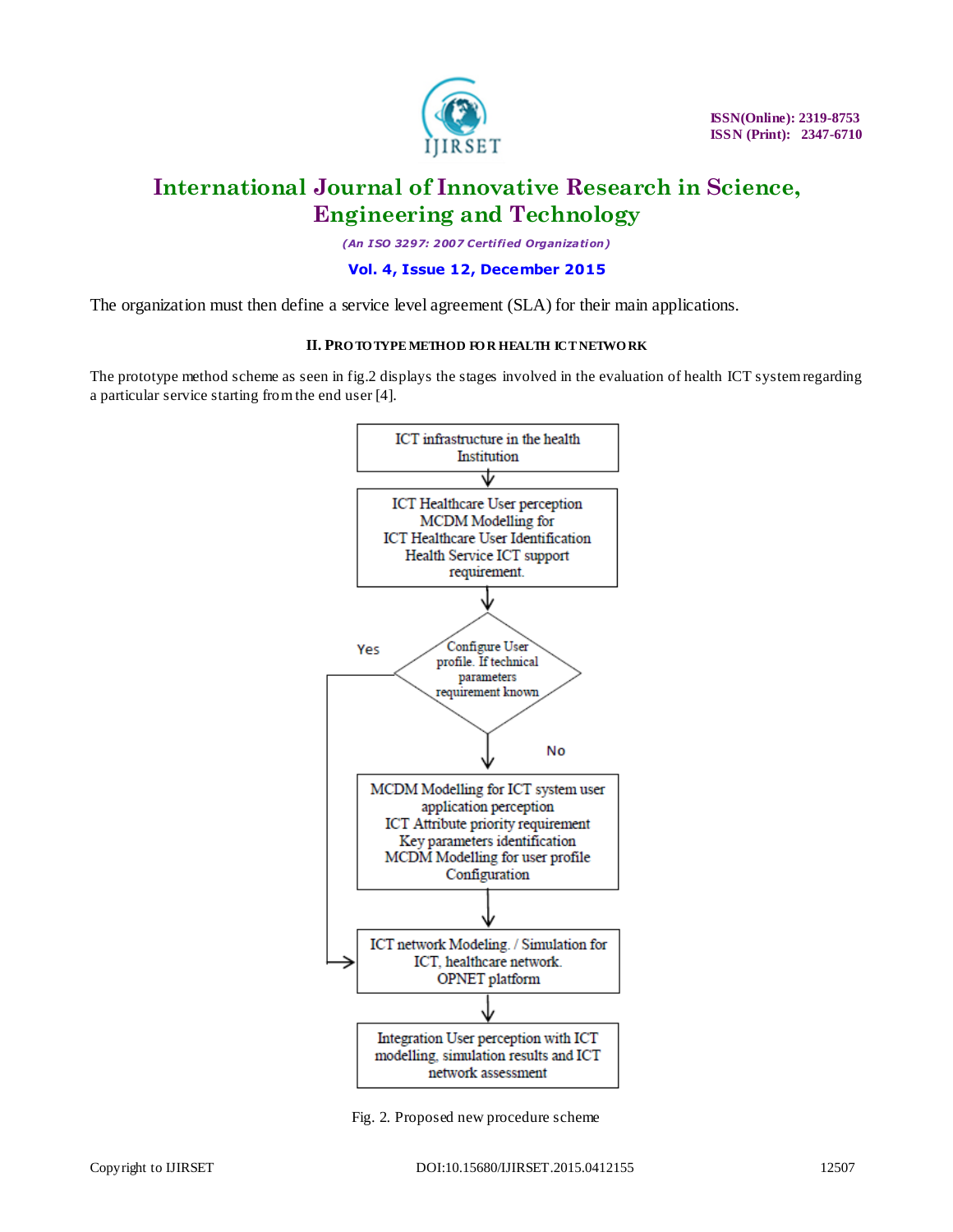The organization must then define a service level agreement (SLA) for their main applications.

## II. PROTOTYPE METHOD FOR HEALTH ICT NETWORK

The prototype method scheme as seen in fig.2 displays the stages involved in the evaluation of health ICT system regarding a particular service starting from the end user [4].

ICT infrastructure in the health Institution

ICT Healthcare User perception
MCDM Modelling for
ICT Healthcare User Identification
Health Service ICT support requirement.

Configure User profile. If technical parameters requirement known

Yes

No

MCDM Modelling for ICT system user application perception
ICT Attribute priority requirement
Key parameters identification
MCDM Modelling for user profile Configuration

ICT network Modeling. / Simulation for ICT, healthcare network.
OPNET platform

Integration User perception with ICT modelling, simulation results and ICT network assessment

Fig. 2. Proposed new procedure scheme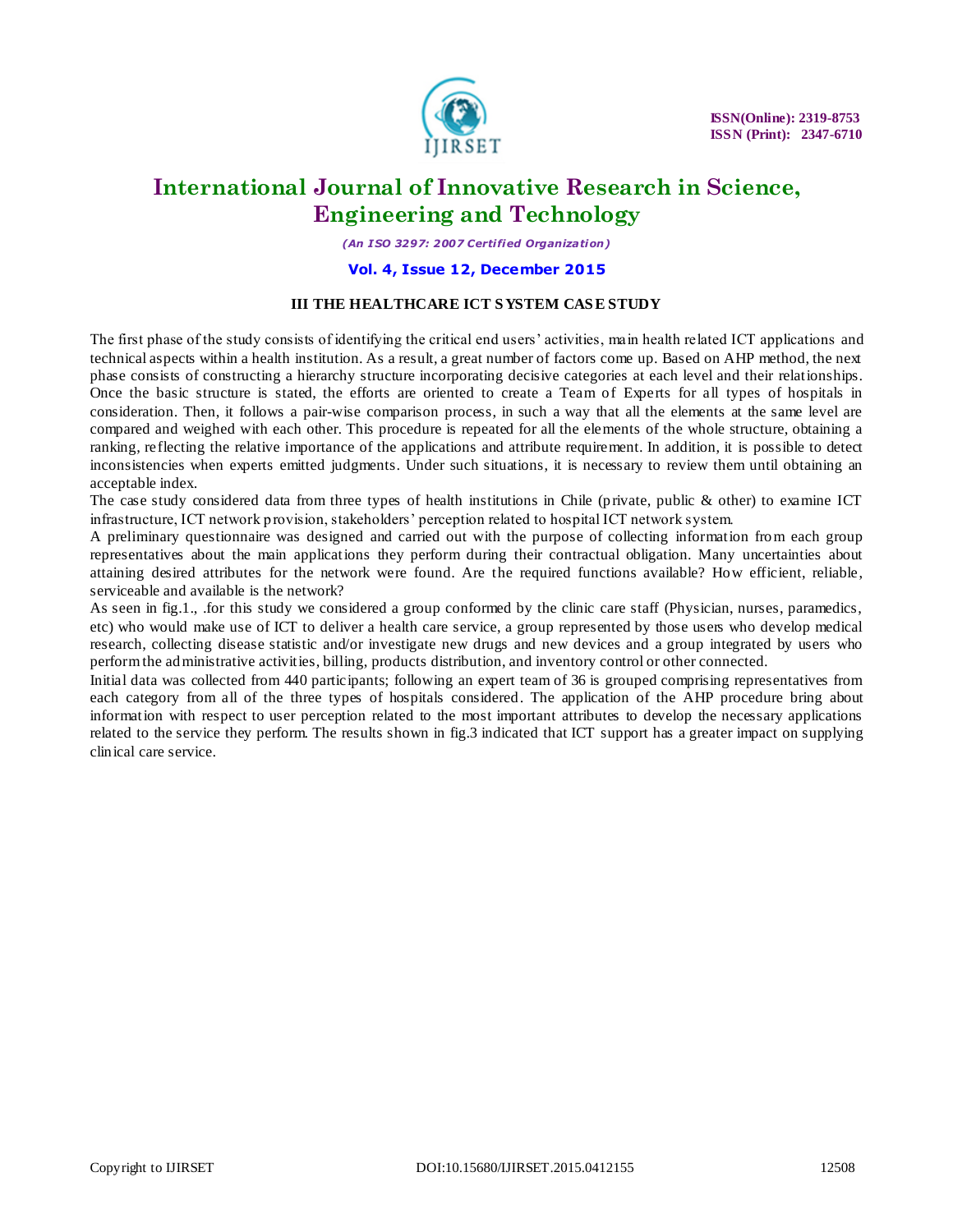### III THE HEALTHCARE ICT SYSTEM CASE STUDY

The first phase of the study consists of identifying the critical end users' activities, main health related ICT applications and technical aspects within a health institution. As a result, a great number of factors come up. Based on AHP method, the next phase consists of constructing a hierarchy structure incorporating decisive categories at each level and their relationships. Once the basic structure is stated, the efforts are oriented to create a Team of Experts for all types of hospitals in consideration. Then, it follows a pair-wise comparison process, in such a way that all the elements at the same level are compared and weighed with each other. This procedure is repeated for all the elements of the whole structure, obtaining a ranking, reflecting the relative importance of the applications and attribute requirement. In addition, it is possible to detect inconsistencies when experts emitted judgments. Under such situations, it is necessary to review them until obtaining an acceptable index.

The case study considered data from three types of health institutions in Chile (private, public & other) to examine ICT infrastructure, ICT network provision, stakeholders' perception related to hospital ICT network system.

A preliminary questionnaire was designed and carried out with the purpose of collecting information from each group representatives about the main applications they perform during their contractual obligation. Many uncertainties about attaining desired attributes for the network were found. Are the required functions available? How efficient, reliable, serviceable and available is the network?

As seen in fig.1., .for this study we considered a group conformed by the clinic care staff (Physician, nurses, paramedics, etc) who would make use of ICT to deliver a health care service, a group represented by those users who develop medical research, collecting disease statistic and/or investigate new drugs and new devices and a group integrated by users who perform the administrative activities, billing, products distribution, and inventory control or other connected.

Initial data was collected from 440 participants; following an expert team of 36 is grouped comprising representatives from each category from all of the three types of hospitals considered. The application of the AHP procedure bring about information with respect to user perception related to the most important attributes to develop the necessary applications related to the service they perform. The results shown in fig.3 indicated that ICT support has a greater impact on supplying clinical care service.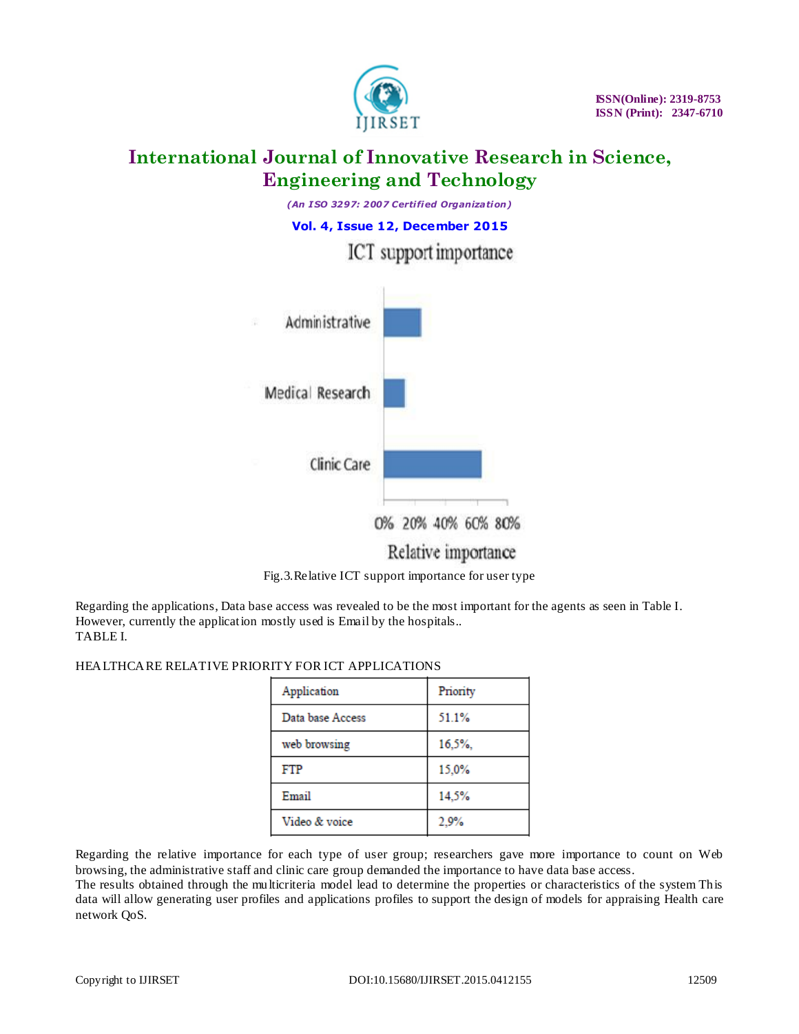Fig.3.Relative ICT support importance for user type

Regarding the applications, Data base access was revealed to be the most important for the agents as seen in Table I. However, currently the application mostly used is Email by the hospitals..

TABLE I.

HEALTHCARE RELATIVE PRIORITY FOR ICT APPLICATIONS

| Application | Priority |
|---|---|
| Data base Access | 51.1% |
| web browsing | 16,5%, |
| FTP | 15,0% |
| Email | 14,5% |
| Video & voice | 2,9% |

Regarding the relative importance for each type of user group; researchers gave more importance to count on Web browsing, the administrative staff and clinic care group demanded the importance to have data base access.

The results obtained through the multicriteria model lead to determine the properties or characteristics of the system This data will allow generating user profiles and applications profiles to support the design of models for appraising Health care network QoS.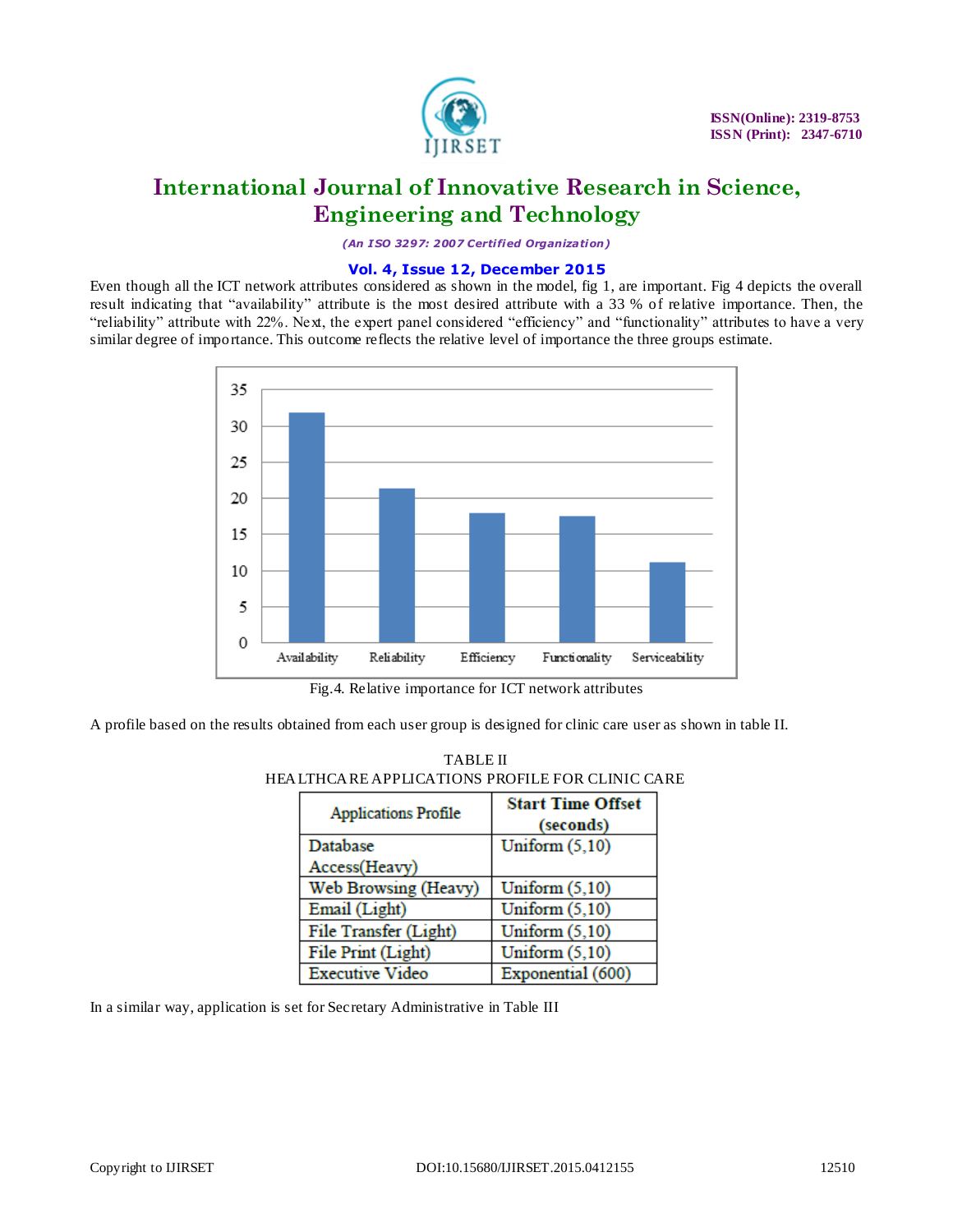Even though all the ICT network attributes considered as shown in the model, fig 1, are important. Fig 4 depicts the overall result indicating that "availability" attribute is the most desired attribute with a 33 % of relative importance. Then, the "reliability" attribute with 22%. Next, the expert panel considered "efficiency" and "functionality" attributes to have a very similar degree of importance. This outcome reflects the relative level of importance the three groups estimate.

Fig.4. Relative importance for ICT network attributes

A profile based on the results obtained from each user group is designed for clinic care user as shown in table II.

TABLE II
HEALTHCARE APPLICATIONS PROFILE FOR CLINIC CARE

| Applications Profile | Start Time Offset (seconds) |
|---|---|
| Database Access(Heavy) | Uniform (5,10) |
| Web Browsing (Heavy) | Uniform (5,10) |
| Email (Light) | Uniform (5,10) |
| File Transfer (Light) | Uniform (5,10) |
| File Print (Light) | Uniform (5,10) |
| Executive Video | Exponential (600) |

In a similar way, application is set for Secretary Administrative in Table III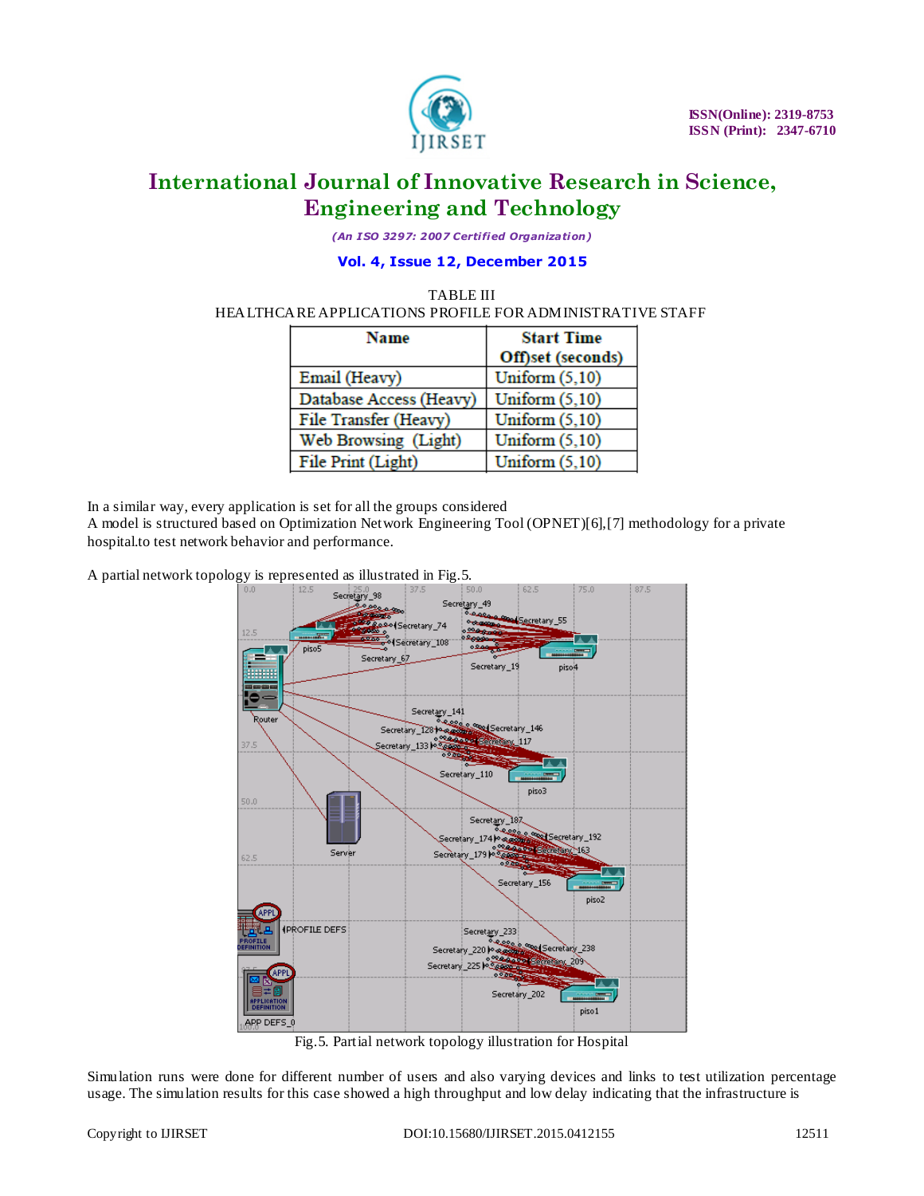TABLE III
HEALTHCARE APPLICATIONS PROFILE FOR ADMINISTRATIVE STAFF

| Name | Start Time Off)set (seconds) |
|---|---|
| Email (Heavy) | Uniform (5,10) |
| Database Access (Heavy) | Uniform (5,10) |
| File Transfer (Heavy) | Uniform (5,10) |
| Web Browsing (Light) | Uniform (5,10) |
| File Print (Light) | Uniform (5,10) |

In a similar way, every application is set for all the groups considered
A model is structured based on Optimization Network Engineering Tool (OPNET)[6],[7] methodology for a private hospital.to test network behavior and performance.

A partial network topology is represented as illustrated in Fig.5.

Fig.5. Partial network topology illustration for Hospital

Simulation runs were done for different number of users and also varying devices and links to test utilization percentage usage. The simulation results for this case showed a high throughput and low delay indicating that the infrastructure is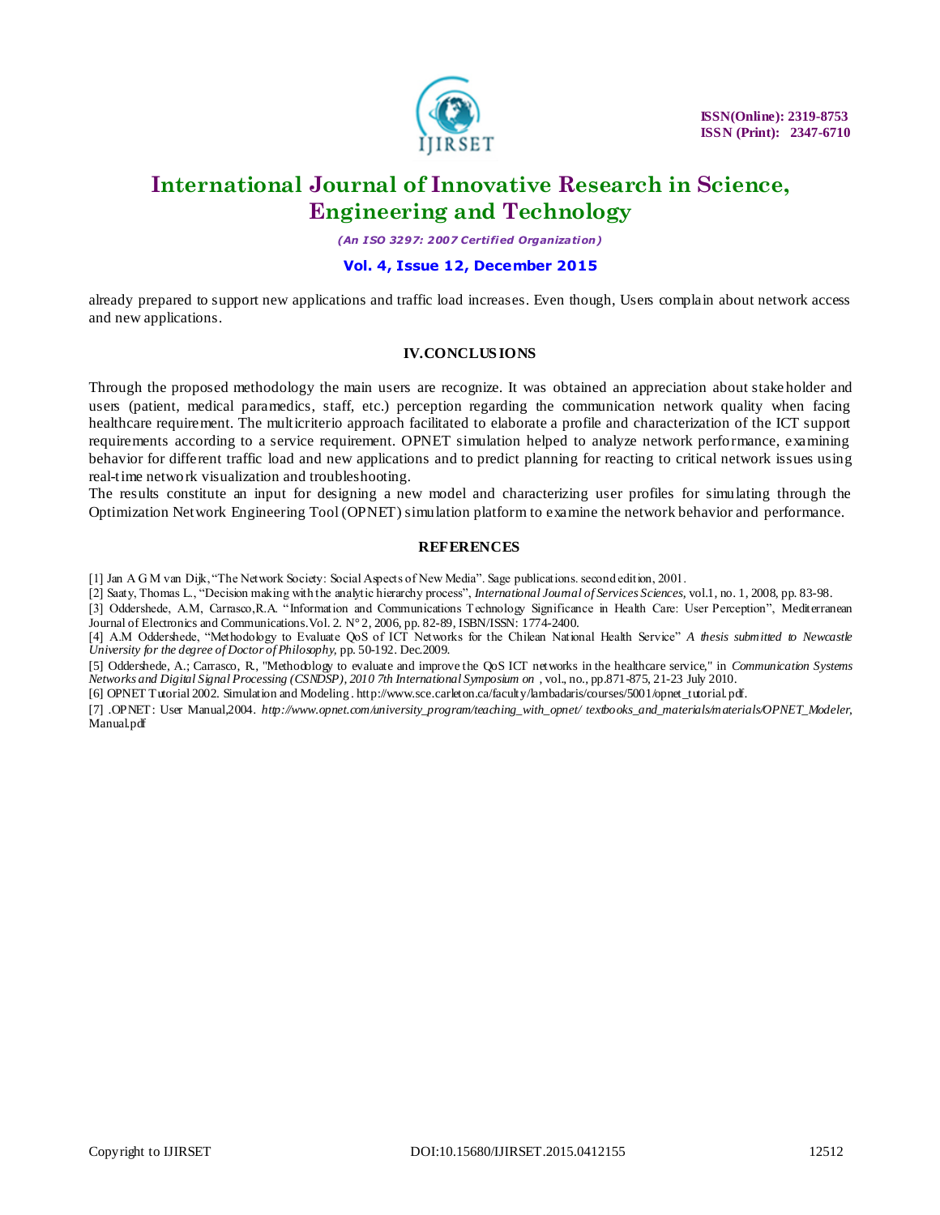already prepared to support new applications and traffic load increases. Even though, Users complain about network access and new applications.

## IV.CONCLUSIONS

Through the proposed methodology the main users are recognize. It was obtained an appreciation about stakeholder and users (patient, medical paramedics, staff, etc.) perception regarding the communication network quality when facing healthcare requirement. The multicriterio approach facilitated to elaborate a profile and characterization of the ICT support requirements according to a service requirement. OPNET simulation helped to analyze network performance, examining behavior for different traffic load and new applications and to predict planning for reacting to critical network issues using real-time network visualization and troubleshooting.

The results constitute an input for designing a new model and characterizing user profiles for simulating through the Optimization Network Engineering Tool (OPNET) simulation platform to examine the network behavior and performance.

## REFERENCES

[1] Jan A G M van Dijk, "The Network Society: Social Aspects of New Media". Sage publications. second edition, 2001.

[2] Saaty, Thomas L., "Decision making with the analytic hierarchy process", *International Journal of Services Sciences,* vol.1, no. 1, 2008, pp. 83-98.

[3] Oddershede, A.M, Carrasco,R.A. "Information and Communications Technology Significance in Health Care: User Perception", Mediterranean Journal of Electronics and Communications. Vol. 2. N° 2, 2006, pp. 82-89, ISBN/ISSN: 1774-2400.

[4] A.M Oddershede, "Methodology to Evaluate QoS of ICT Networks for the Chilean National Health Service" *A thesis submitted to Newcastle University for the degree of Doctor of Philosophy,* pp. 50-192. Dec.2009.

[5] Oddershede, A.; Carrasco, R., "Methodology to evaluate and improve the QoS ICT networks in the healthcare service," in *Communication Systems Networks and Digital Signal Processing (CSNDSP), 2010 7th International Symposium on* , vol., no., pp.871-875, 21-23 July 2010.

[6] OPNET Tutorial 2002. Simulation and Modeling . http://www.sce.carleton.ca/faculty/lambadaris/courses/5001/opnet_tutorial.pdf.

[7] .OPNET: User Manual,2004. *http://www.opnet.com/university_program/teaching_with_opnet/ textbooks_and_materials/materials/OPNET_Modeler,* Manual.pdf